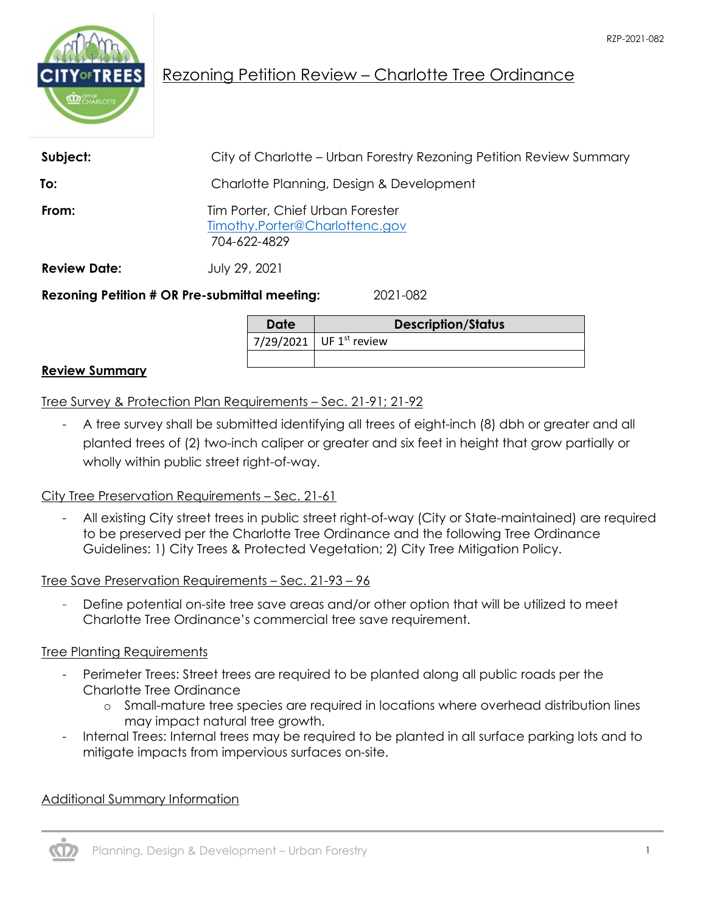RZP-2021-082

# Rezoning Petition Review – Charlotte Tree Ordinance

**Subject:** City of Charlotte – Urban Forestry Rezoning Petition Review Summary

**To:** Charlotte Planning, Design & Development

**From:** Tim Porter, Chief Urban Forester
Timothy.Porter@Charlottenc.gov
704-622-4829

**Review Date:** July 29, 2021

**Rezoning Petition # OR Pre-submittal meeting:** 2021-082

| Date | Description/Status |
|---|---|
| 7/29/2021 | UF 1st review |
| | |

## Review Summary

### Tree Survey & Protection Plan Requirements – Sec. 21-91; 21-92

- A tree survey shall be submitted identifying all trees of eight-inch (8) dbh or greater and all planted trees of (2) two-inch caliper or greater and six feet in height that grow partially or wholly within public street right-of-way.

### City Tree Preservation Requirements – Sec. 21-61

- All existing City street trees in public street right-of-way (City or State-maintained) are required to be preserved per the Charlotte Tree Ordinance and the following Tree Ordinance Guidelines: 1) City Trees & Protected Vegetation; 2) City Tree Mitigation Policy.

### Tree Save Preservation Requirements – Sec. 21-93 – 96

- Define potential on-site tree save areas and/or other option that will be utilized to meet Charlotte Tree Ordinance's commercial tree save requirement.

### Tree Planting Requirements

- Perimeter Trees: Street trees are required to be planted along all public roads per the Charlotte Tree Ordinance
    - Small-mature tree species are required in locations where overhead distribution lines may impact natural tree growth.
- Internal Trees: Internal trees may be required to be planted in all surface parking lots and to mitigate impacts from impervious surfaces on-site.

### Additional Summary Information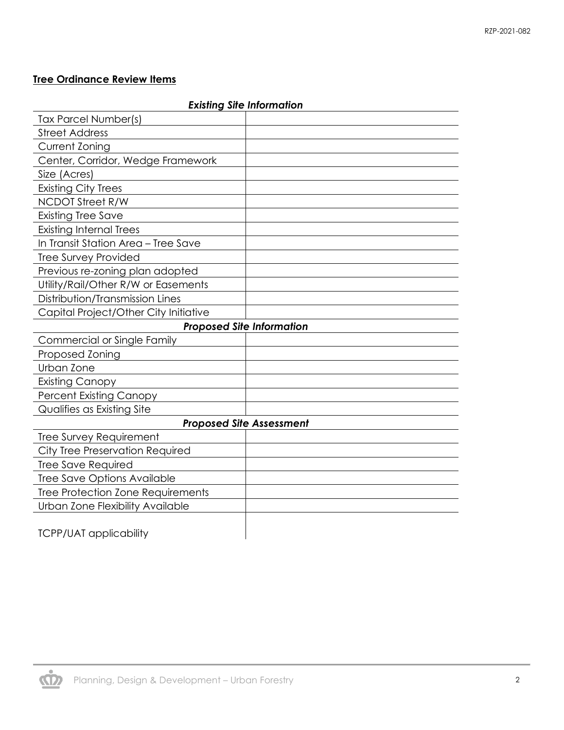**Tree Ordinance Review Items**

| | |
|---|---|
| ***Existing Site Information*** | |
| Tax Parcel Number(s) | |
| Street Address | |
| Current Zoning | |
| Center, Corridor, Wedge Framework | |
| Size (Acres) | |
| Existing City Trees | |
| NCDOT Street R/W | |
| Existing Tree Save | |
| Existing Internal Trees | |
| In Transit Station Area – Tree Save | |
| Tree Survey Provided | |
| Previous re-zoning plan adopted | |
| Utility/Rail/Other R/W or Easements | |
| Distribution/Transmission Lines | |
| Capital Project/Other City Initiative | |
| ***Proposed Site Information*** | |
| Commercial or Single Family | |
| Proposed Zoning | |
| Urban Zone | |
| Existing Canopy | |
| Percent Existing Canopy | |
| Qualifies as Existing Site | |
| ***Proposed Site Assessment*** | |
| Tree Survey Requirement | |
| City Tree Preservation Required | |
| Tree Save Required | |
| Tree Save Options Available | |
| Tree Protection Zone Requirements | |
| Urban Zone Flexibility Available | |
| TCPP/UAT applicability | |